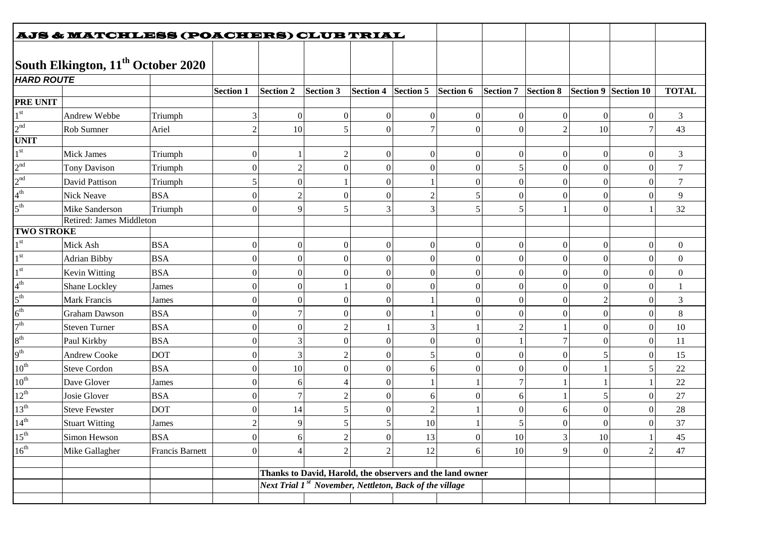# AJS & MATCHLESS (POACHERS) CLUB TRIAL

## South Elkington, 11th October 2020

| HARD ROUTE | | | | | | | | | | | | | |
|---|---|---|---|---|---|---|---|---|---|---|---|---|---|
| | | | Section 1 | Section 2 | Section 3 | Section 4 | Section 5 | Section 6 | Section 7 | Section 8 | Section 9 | Section 10 | TOTAL |
| **PRE UNIT** | | | | | | | | | | | | | |
| 1st | Andrew Webbe | Triumph | 3 | 0 | 0 | 0 | 0 | 0 | 0 | 0 | 0 | 0 | 3 |
| 2nd | Rob Sumner | Ariel | 2 | 10 | 5 | 0 | 7 | 0 | 0 | 2 | 10 | 7 | 43 |
| **UNIT** | | | | | | | | | | | | | |
| 1st | Mick James | Triumph | 0 | 1 | 2 | 0 | 0 | 0 | 0 | 0 | 0 | 0 | 3 |
| 2nd | Tony Davison | Triumph | 0 | 2 | 0 | 0 | 0 | 0 | 5 | 0 | 0 | 0 | 7 |
| 2nd | David Pattison | Triumph | 5 | 0 | 1 | 0 | 1 | 0 | 0 | 0 | 0 | 0 | 7 |
| 4th | Nick Neave | BSA | 0 | 2 | 0 | 0 | 2 | 5 | 0 | 0 | 0 | 0 | 9 |
| 5th | Mike Sanderson | Triumph | 0 | 9 | 5 | 3 | 3 | 5 | 5 | 1 | 0 | 1 | 32 |
| | Retired: James Middleton | | | | | | | | | | | | |
| **TWO STROKE** | | | | | | | | | | | | | |
| 1st | Mick Ash | BSA | 0 | 0 | 0 | 0 | 0 | 0 | 0 | 0 | 0 | 0 | 0 |
| 1st | Adrian Bibby | BSA | 0 | 0 | 0 | 0 | 0 | 0 | 0 | 0 | 0 | 0 | 0 |
| 1st | Kevin Witting | BSA | 0 | 0 | 0 | 0 | 0 | 0 | 0 | 0 | 0 | 0 | 0 |
| 4th | Shane Lockley | James | 0 | 0 | 1 | 0 | 0 | 0 | 0 | 0 | 0 | 0 | 1 |
| 5th | Mark Francis | James | 0 | 0 | 0 | 0 | 1 | 0 | 0 | 0 | 2 | 0 | 3 |
| 6th | Graham Dawson | BSA | 0 | 7 | 0 | 0 | 1 | 0 | 0 | 0 | 0 | 0 | 8 |
| 7th | Steven Turner | BSA | 0 | 0 | 2 | 1 | 3 | 1 | 2 | 1 | 0 | 0 | 10 |
| 8th | Paul Kirkby | BSA | 0 | 3 | 0 | 0 | 0 | 0 | 1 | 7 | 0 | 0 | 11 |
| 9th | Andrew Cooke | DOT | 0 | 3 | 2 | 0 | 5 | 0 | 0 | 0 | 5 | 0 | 15 |
| 10th | Steve Cordon | BSA | 0 | 10 | 0 | 0 | 6 | 0 | 0 | 0 | 1 | 5 | 22 |
| 10th | Dave Glover | James | 0 | 6 | 4 | 0 | 1 | 1 | 7 | 1 | 1 | 1 | 22 |
| 12th | Josie Glover | BSA | 0 | 7 | 2 | 0 | 6 | 0 | 6 | 1 | 5 | 0 | 27 |
| 13th | Steve Fewster | DOT | 0 | 14 | 5 | 0 | 2 | 1 | 0 | 6 | 0 | 0 | 28 |
| 14th | Stuart Witting | James | 2 | 9 | 5 | 5 | 10 | 1 | 5 | 0 | 0 | 0 | 37 |
| 15th | Simon Hewson | BSA | 0 | 6 | 2 | 0 | 13 | 0 | 10 | 3 | 10 | 1 | 45 |
| 16th | Mike Gallagher | Francis Barnett | 0 | 4 | 2 | 2 | 12 | 6 | 10 | 9 | 0 | 2 | 47 |

**Thanks to David, Harold, the observers and the land owner**

***Next Trial 1st November, Nettleton, Back of the village***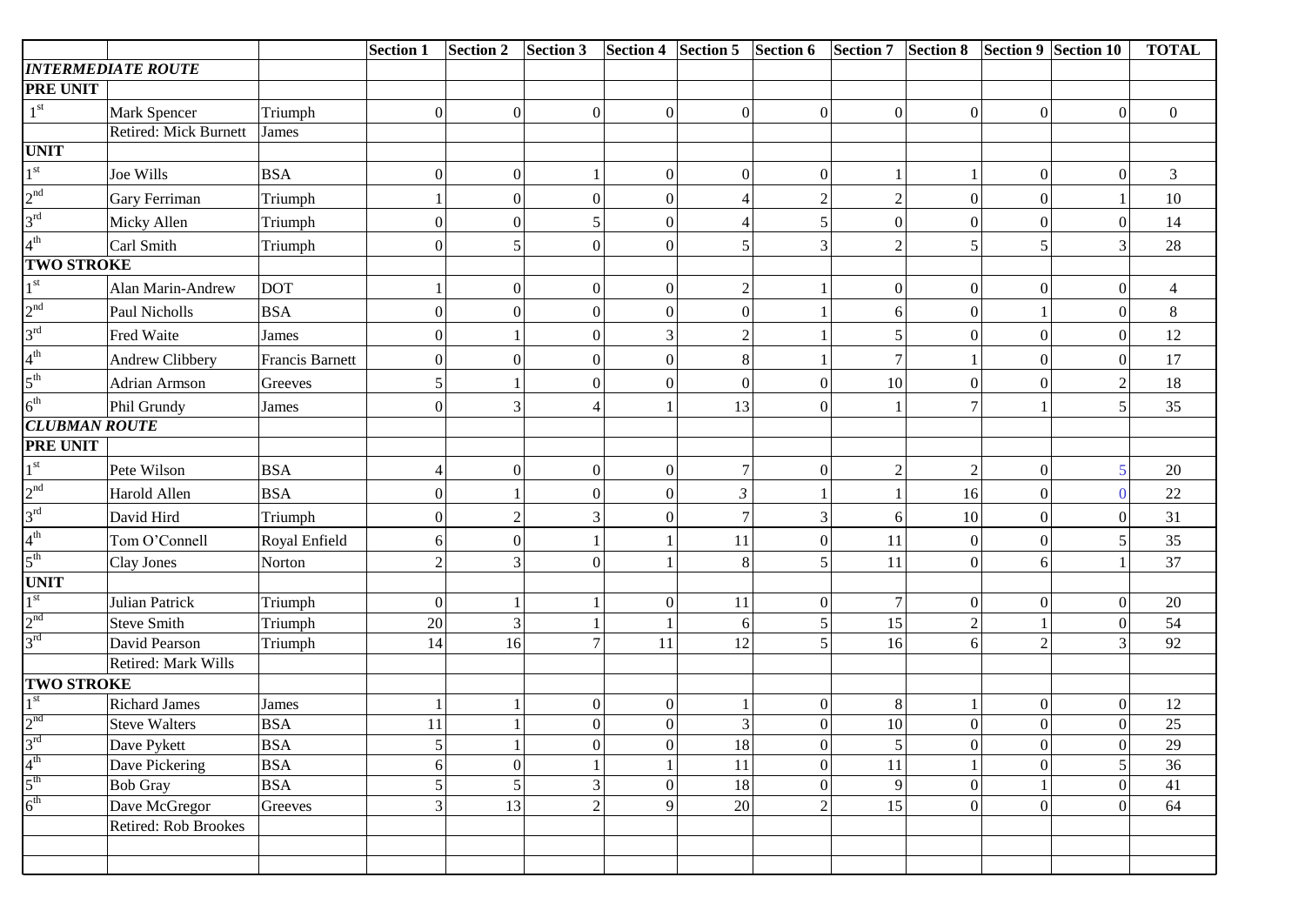| | | | Section 1 | Section 2 | Section 3 | Section 4 | Section 5 | Section 6 | Section 7 | Section 8 | Section 9 | Section 10 | TOTAL |
|---|---|---|---|---|---|---|---|---|---|---|---|---|---|
| ***INTERMEDIATE ROUTE*** | | | | | | | | | | | | | |
| **PRE UNIT** | | | | | | | | | | | | | |
| 1st | Mark Spencer | Triumph | 0 | 0 | 0 | 0 | 0 | 0 | 0 | 0 | 0 | 0 | 0 |
| | Retired: Mick Burnett | James | | | | | | | | | | | |
| **UNIT** | | | | | | | | | | | | | |
| 1st | Joe Wills | BSA | 0 | 0 | 1 | 0 | 0 | 0 | 1 | 1 | 0 | 0 | 3 |
| 2nd | Gary Ferriman | Triumph | 1 | 0 | 0 | 0 | 4 | 2 | 2 | 0 | 0 | 1 | 10 |
| 3rd | Micky Allen | Triumph | 0 | 0 | 5 | 0 | 4 | 5 | 0 | 0 | 0 | 0 | 14 |
| 4th | Carl Smith | Triumph | 0 | 5 | 0 | 0 | 5 | 3 | 2 | 5 | 5 | 3 | 28 |
| **TWO STROKE** | | | | | | | | | | | | | |
| 1st | Alan Marin-Andrew | DOT | 1 | 0 | 0 | 0 | 2 | 1 | 0 | 0 | 0 | 0 | 4 |
| 2nd | Paul Nicholls | BSA | 0 | 0 | 0 | 0 | 0 | 1 | 6 | 0 | 1 | 0 | 8 |
| 3rd | Fred Waite | James | 0 | 1 | 0 | 3 | 2 | 1 | 5 | 0 | 0 | 0 | 12 |
| 4th | Andrew Clibbery | Francis Barnett | 0 | 0 | 0 | 0 | 8 | 1 | 7 | 1 | 0 | 0 | 17 |
| 5th | Adrian Armson | Greeves | 5 | 1 | 0 | 0 | 0 | 0 | 10 | 0 | 0 | 2 | 18 |
| 6th | Phil Grundy | James | 0 | 3 | 4 | 1 | 13 | 0 | 1 | 7 | 1 | 5 | 35 |
| ***CLUBMAN ROUTE*** | | | | | | | | | | | | | |
| **PRE UNIT** | | | | | | | | | | | | | |
| 1st | Pete Wilson | BSA | 4 | 0 | 0 | 0 | 7 | 0 | 2 | 2 | 0 | 5 | 20 |
| 2nd | Harold Allen | BSA | 0 | 1 | 0 | 0 | 3 | 1 | 1 | 16 | 0 | 0 | 22 |
| 3rd | David Hird | Triumph | 0 | 2 | 3 | 0 | 7 | 3 | 6 | 10 | 0 | 0 | 31 |
| 4th | Tom O'Connell | Royal Enfield | 6 | 0 | 1 | 1 | 11 | 0 | 11 | 0 | 0 | 5 | 35 |
| 5th | Clay Jones | Norton | 2 | 3 | 0 | 1 | 8 | 5 | 11 | 0 | 6 | 1 | 37 |
| **UNIT** | | | | | | | | | | | | | |
| 1st | Julian Patrick | Triumph | 0 | 1 | 1 | 0 | 11 | 0 | 7 | 0 | 0 | 0 | 20 |
| 2nd | Steve Smith | Triumph | 20 | 3 | 1 | 1 | 6 | 5 | 15 | 2 | 1 | 0 | 54 |
| 3rd | David Pearson | Triumph | 14 | 16 | 7 | 11 | 12 | 5 | 16 | 6 | 2 | 3 | 92 |
| | Retired: Mark Wills | | | | | | | | | | | | |
| **TWO STROKE** | | | | | | | | | | | | | |
| 1st | Richard James | James | 1 | 1 | 0 | 0 | 1 | 0 | 8 | 1 | 0 | 0 | 12 |
| 2nd | Steve Walters | BSA | 11 | 1 | 0 | 0 | 3 | 0 | 10 | 0 | 0 | 0 | 25 |
| 3rd | Dave Pykett | BSA | 5 | 1 | 0 | 0 | 18 | 0 | 5 | 0 | 0 | 0 | 29 |
| 4th | Dave Pickering | BSA | 6 | 0 | 1 | 1 | 11 | 0 | 11 | 1 | 0 | 5 | 36 |
| 5th | Bob Gray | BSA | 5 | 5 | 3 | 0 | 18 | 0 | 9 | 0 | 1 | 0 | 41 |
| 6th | Dave McGregor | Greeves | 3 | 13 | 2 | 9 | 20 | 2 | 15 | 0 | 0 | 0 | 64 |
| | Retired: Rob Brookes | | | | | | | | | | | | |